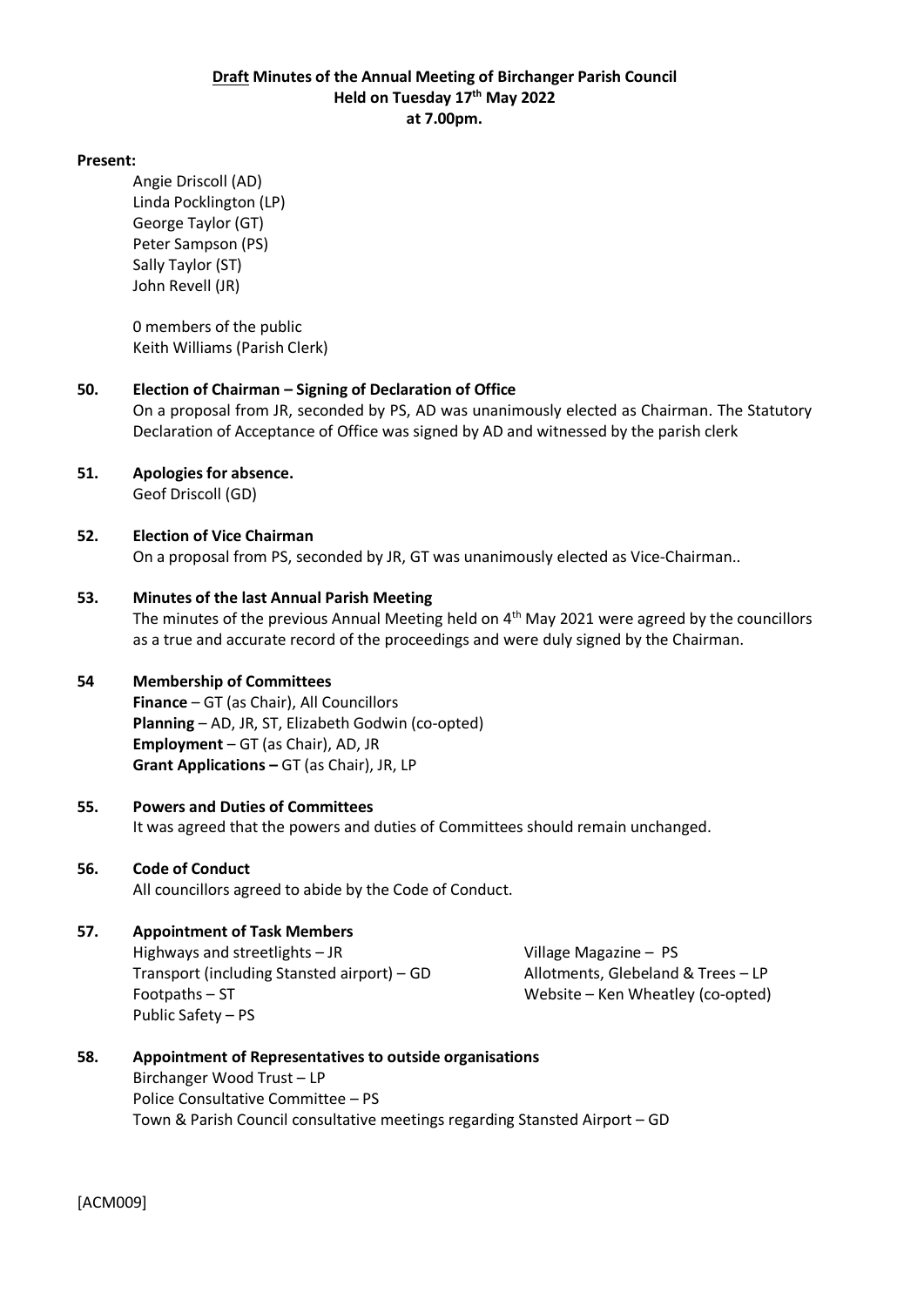**<u>Draft</u> Minutes of the Annual Meeting of Birchanger Parish Council**
**Held on Tuesday 17th May 2022**
**at 7.00pm.**

**Present:**

Angie Driscoll (AD)
Linda Pocklington (LP)
George Taylor (GT)
Peter Sampson (PS)
Sally Taylor (ST)
John Revell (JR)

0 members of the public
Keith Williams (Parish Clerk)

**50. Election of Chairman – Signing of Declaration of Office**

On a proposal from JR, seconded by PS, AD was unanimously elected as Chairman. The Statutory Declaration of Acceptance of Office was signed by AD and witnessed by the parish clerk

**51. Apologies for absence.**

Geof Driscoll (GD)

**52. Election of Vice Chairman**

On a proposal from PS, seconded by JR, GT was unanimously elected as Vice-Chairman..

**53. Minutes of the last Annual Parish Meeting**

The minutes of the previous Annual Meeting held on 4th May 2021 were agreed by the councillors as a true and accurate record of the proceedings and were duly signed by the Chairman.

**54 Membership of Committees**

**Finance** – GT (as Chair), All Councillors
**Planning** – AD, JR, ST, Elizabeth Godwin (co-opted)
**Employment** – GT (as Chair), AD, JR
**Grant Applications –** GT (as Chair), JR, LP

**55. Powers and Duties of Committees**

It was agreed that the powers and duties of Committees should remain unchanged.

**56. Code of Conduct**

All councillors agreed to abide by the Code of Conduct.

**57. Appointment of Task Members**

Highways and streetlights – JR
Transport (including Stansted airport) – GD
Footpaths – ST
Public Safety – PS
Village Magazine – PS
Allotments, Glebeland & Trees – LP
Website – Ken Wheatley (co-opted)

**58. Appointment of Representatives to outside organisations**

Birchanger Wood Trust – LP
Police Consultative Committee – PS
Town & Parish Council consultative meetings regarding Stansted Airport – GD

[ACM009]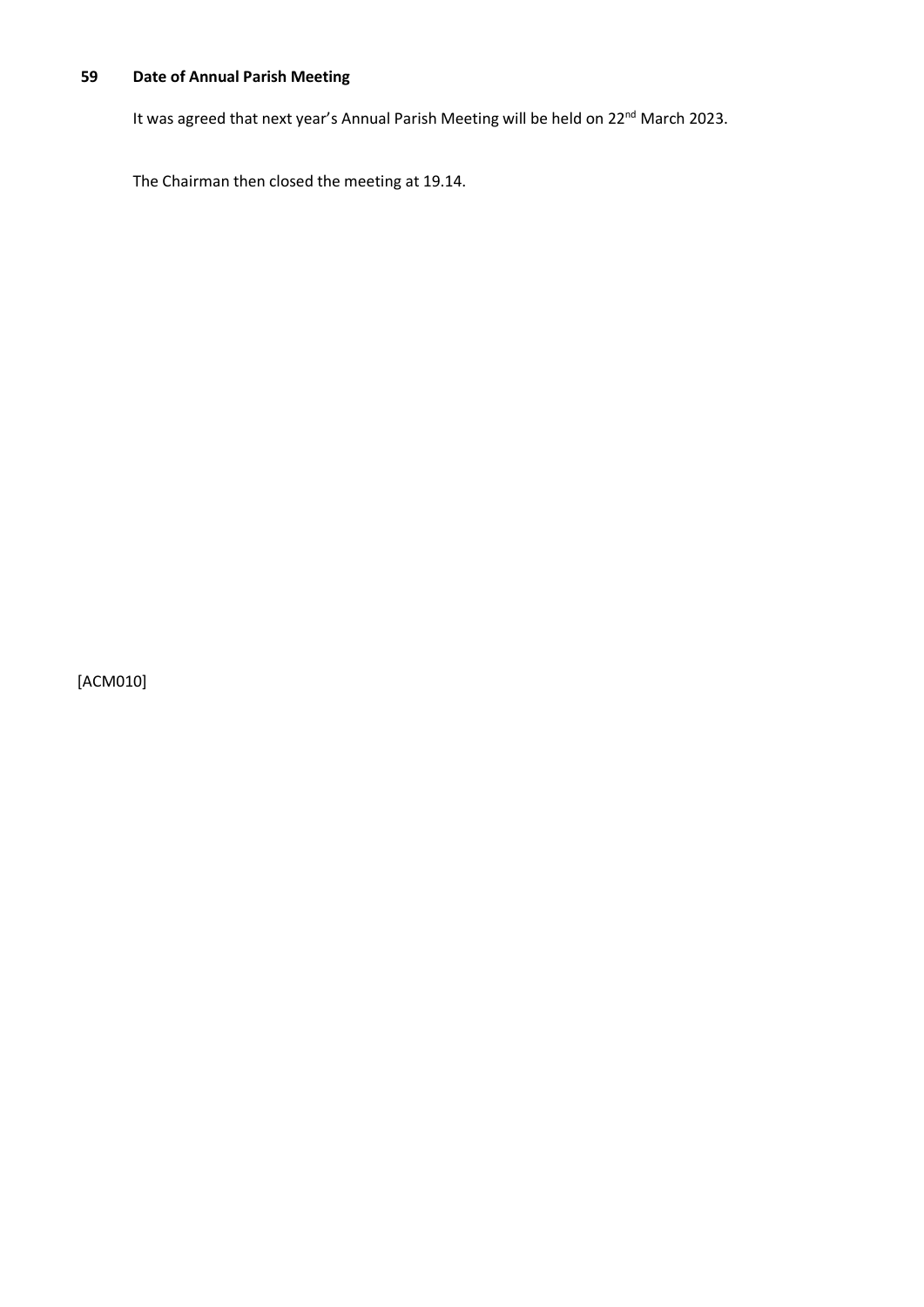**59 Date of Annual Parish Meeting**

It was agreed that next year's Annual Parish Meeting will be held on 22nd March 2023.

The Chairman then closed the meeting at 19.14.

[ACM010]